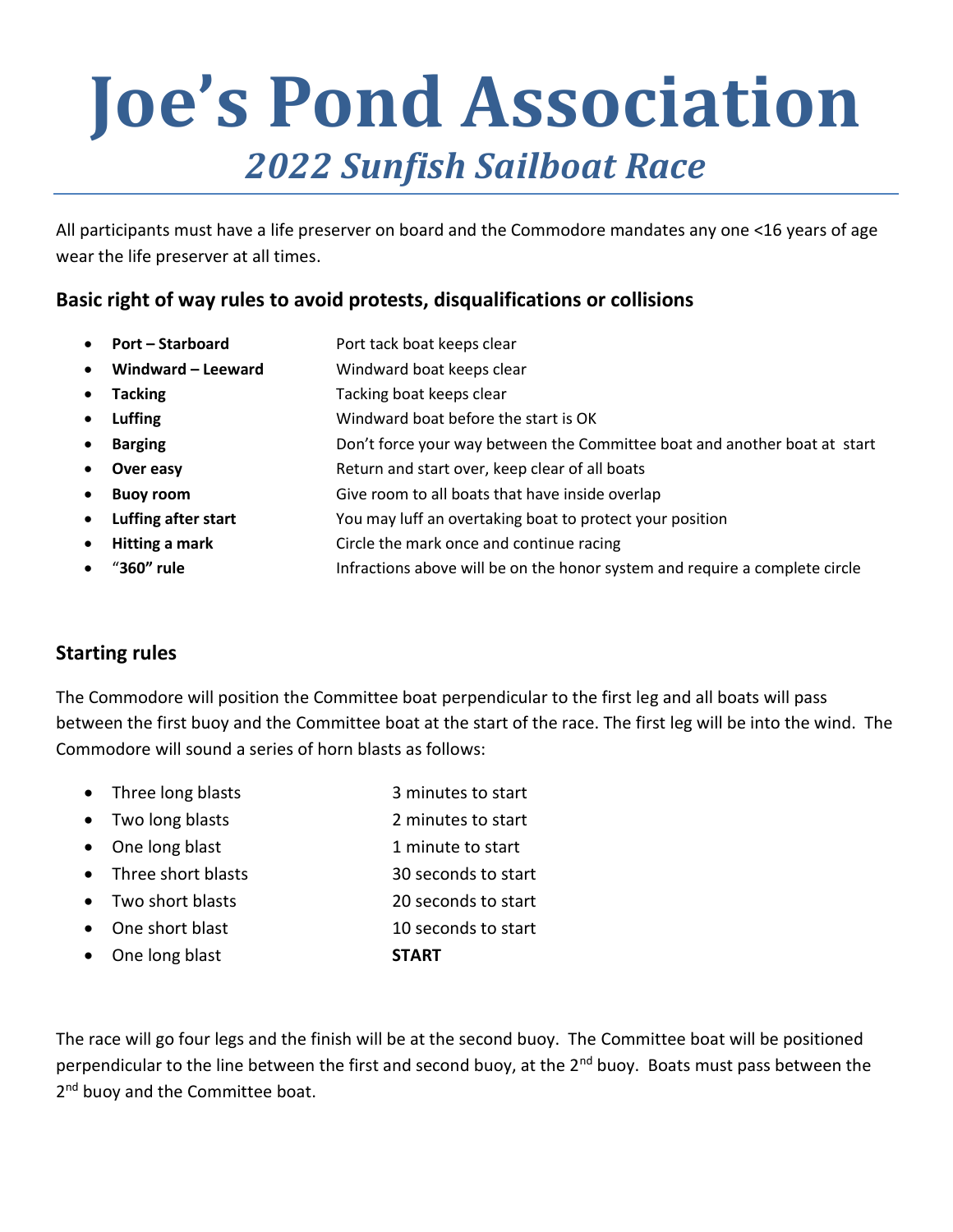# Joe's Pond Association

## *2022 Sunfish Sailboat Race*

All participants must have a life preserver on board and the Commodore mandates any one <16 years of age wear the life preserver at all times.

### Basic right of way rules to avoid protests, disqualifications or collisions

- **Port – Starboard** Port tack boat keeps clear
- **Windward – Leeward** Windward boat keeps clear
- **Tacking** Tacking boat keeps clear
- **Luffing** Windward boat before the start is OK
- **Barging** Don't force your way between the Committee boat and another boat at start
- **Over easy** Return and start over, keep clear of all boats
- **Buoy room** Give room to all boats that have inside overlap
- **Luffing after start** You may luff an overtaking boat to protect your position
- **Hitting a mark** Circle the mark once and continue racing
- "**360" rule** Infractions above will be on the honor system and require a complete circle

### Starting rules

The Commodore will position the Committee boat perpendicular to the first leg and all boats will pass between the first buoy and the Committee boat at the start of the race. The first leg will be into the wind. The Commodore will sound a series of horn blasts as follows:

- Three long blasts 3 minutes to start
- Two long blasts 2 minutes to start
- One long blast 1 minute to start
- Three short blasts 30 seconds to start
- Two short blasts 20 seconds to start
- One short blast 10 seconds to start
- One long blast **START**

The race will go four legs and the finish will be at the second buoy. The Committee boat will be positioned perpendicular to the line between the first and second buoy, at the 2nd buoy. Boats must pass between the 2nd buoy and the Committee boat.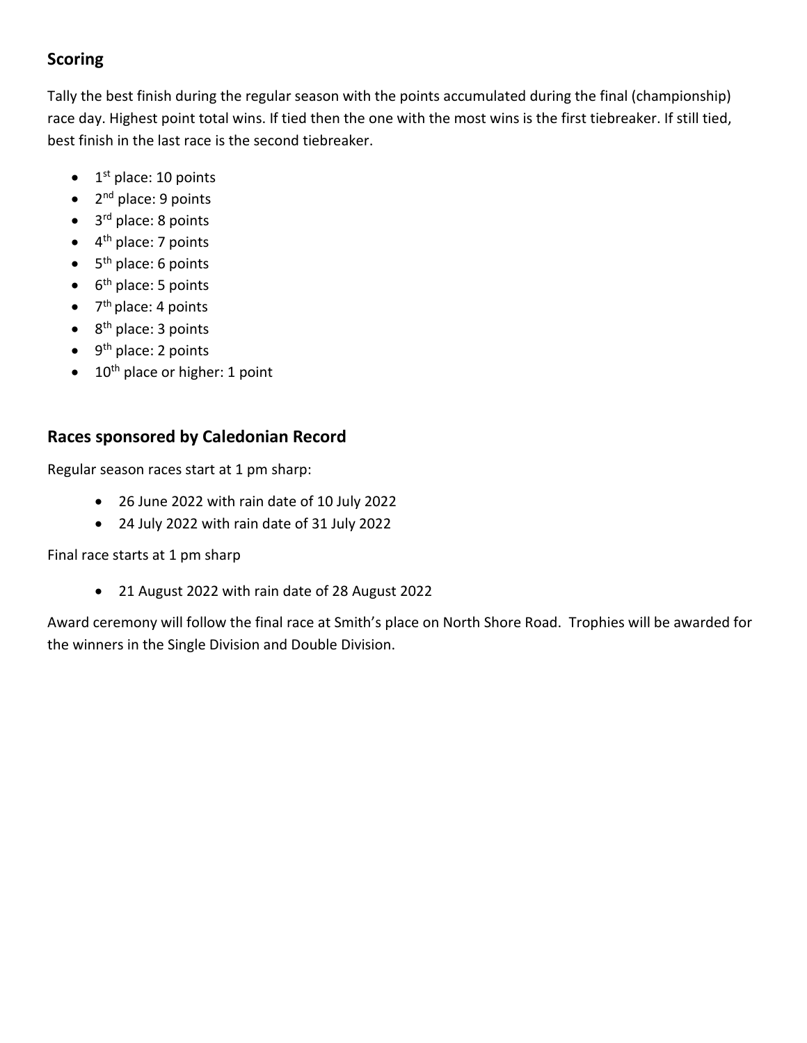## Scoring

Tally the best finish during the regular season with the points accumulated during the final (championship) race day. Highest point total wins. If tied then the one with the most wins is the first tiebreaker. If still tied, best finish in the last race is the second tiebreaker.

- 1st place: 10 points
- 2nd place: 9 points
- 3rd place: 8 points
- 4th place: 7 points
- 5th place: 6 points
- 6th place: 5 points
- 7th place: 4 points
- 8th place: 3 points
- 9th place: 2 points
- 10th place or higher: 1 point

## Races sponsored by Caledonian Record

Regular season races start at 1 pm sharp:

- 26 June 2022 with rain date of 10 July 2022
- 24 July 2022 with rain date of 31 July 2022

Final race starts at 1 pm sharp

- 21 August 2022 with rain date of 28 August 2022

Award ceremony will follow the final race at Smith's place on North Shore Road. Trophies will be awarded for the winners in the Single Division and Double Division.